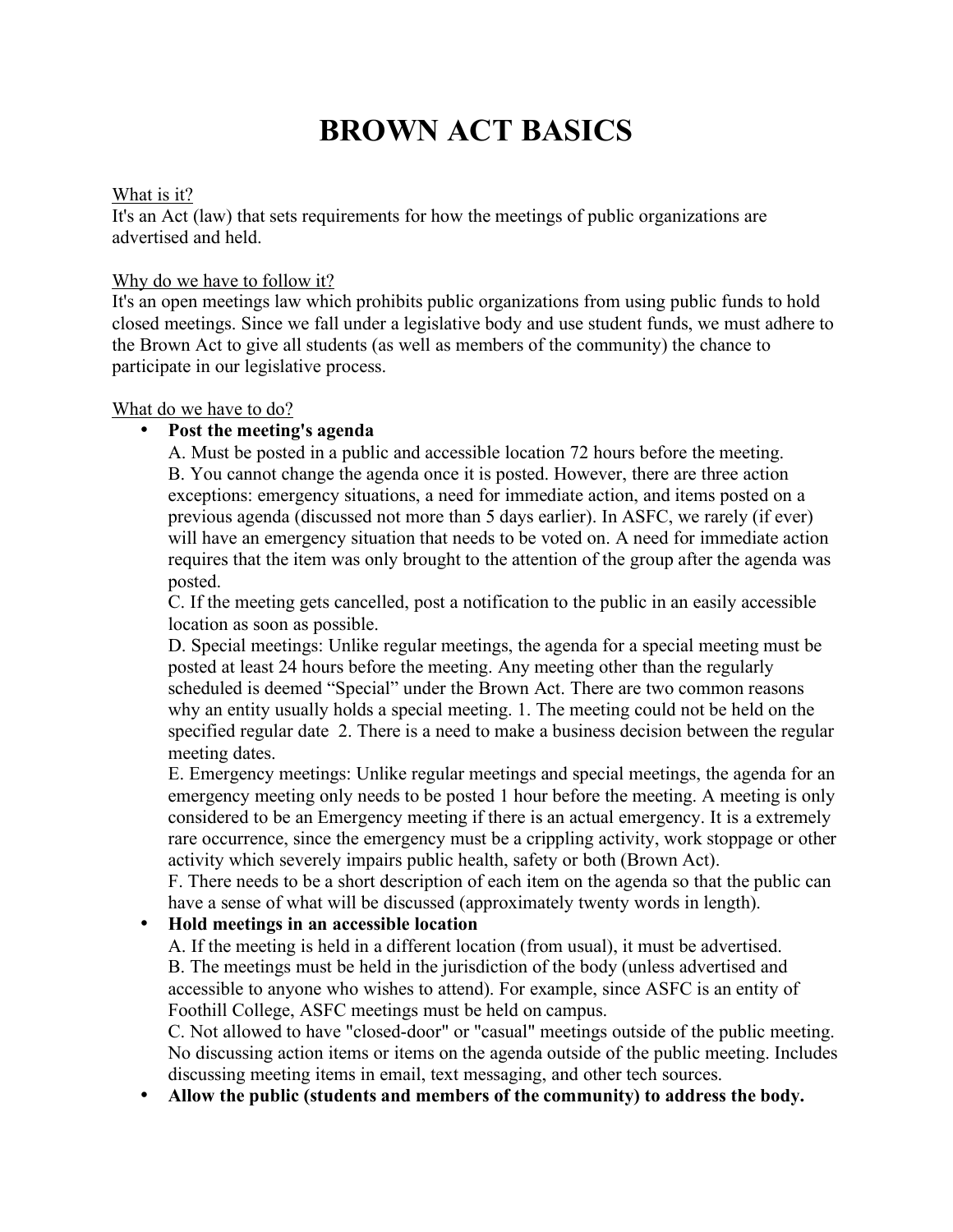# BROWN ACT BASICS

<u>What is it?</u>
It's an Act (law) that sets requirements for how the meetings of public organizations are advertised and held.

<u>Why do we have to follow it?</u>
It's an open meetings law which prohibits public organizations from using public funds to hold closed meetings. Since we fall under a legislative body and use student funds, we must adhere to the Brown Act to give all students (as well as members of the community) the chance to participate in our legislative process.

<u>What do we have to do?</u>

- **Post the meeting's agenda**

  A. Must be posted in a public and accessible location 72 hours before the meeting.
  B. You cannot change the agenda once it is posted. However, there are three action exceptions: emergency situations, a need for immediate action, and items posted on a previous agenda (discussed not more than 5 days earlier). In ASFC, we rarely (if ever) will have an emergency situation that needs to be voted on. A need for immediate action requires that the item was only brought to the attention of the group after the agenda was posted.
  C. If the meeting gets cancelled, post a notification to the public in an easily accessible location as soon as possible.
  D. Special meetings: Unlike regular meetings, the agenda for a special meeting must be posted at least 24 hours before the meeting. Any meeting other than the regularly scheduled is deemed "Special" under the Brown Act. There are two common reasons why an entity usually holds a special meeting. 1. The meeting could not be held on the specified regular date 2. There is a need to make a business decision between the regular meeting dates.
  E. Emergency meetings: Unlike regular meetings and special meetings, the agenda for an emergency meeting only needs to be posted 1 hour before the meeting. A meeting is only considered to be an Emergency meeting if there is an actual emergency. It is a extremely rare occurrence, since the emergency must be a crippling activity, work stoppage or other activity which severely impairs public health, safety or both (Brown Act).
  F. There needs to be a short description of each item on the agenda so that the public can have a sense of what will be discussed (approximately twenty words in length).

- **Hold meetings in an accessible location**

  A. If the meeting is held in a different location (from usual), it must be advertised.
  B. The meetings must be held in the jurisdiction of the body (unless advertised and accessible to anyone who wishes to attend). For example, since ASFC is an entity of Foothill College, ASFC meetings must be held on campus.
  C. Not allowed to have "closed-door" or "casual" meetings outside of the public meeting. No discussing action items or items on the agenda outside of the public meeting. Includes discussing meeting items in email, text messaging, and other tech sources.

- **Allow the public (students and members of the community) to address the body.**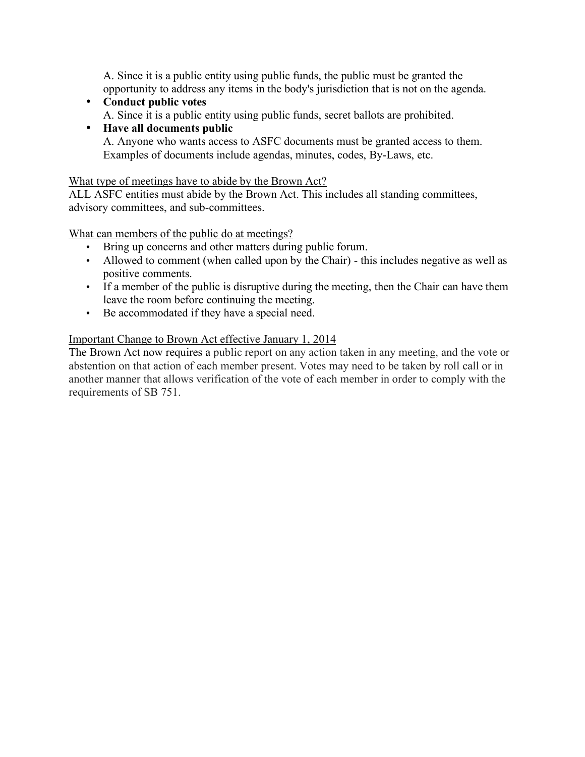A. Since it is a public entity using public funds, the public must be granted the opportunity to address any items in the body's jurisdiction that is not on the agenda.

- **Conduct public votes**
  A. Since it is a public entity using public funds, secret ballots are prohibited.
- **Have all documents public**
  A. Anyone who wants access to ASFC documents must be granted access to them. Examples of documents include agendas, minutes, codes, By-Laws, etc.

<u>What type of meetings have to abide by the Brown Act?</u>
ALL ASFC entities must abide by the Brown Act. This includes all standing committees, advisory committees, and sub-committees.

<u>What can members of the public do at meetings?</u>

- Bring up concerns and other matters during public forum.
- Allowed to comment (when called upon by the Chair) - this includes negative as well as positive comments.
- If a member of the public is disruptive during the meeting, then the Chair can have them leave the room before continuing the meeting.
- Be accommodated if they have a special need.

<u>Important Change to Brown Act effective January 1, 2014</u>
The Brown Act now requires a public report on any action taken in any meeting, and the vote or abstention on that action of each member present. Votes may need to be taken by roll call or in another manner that allows verification of the vote of each member in order to comply with the requirements of SB 751.